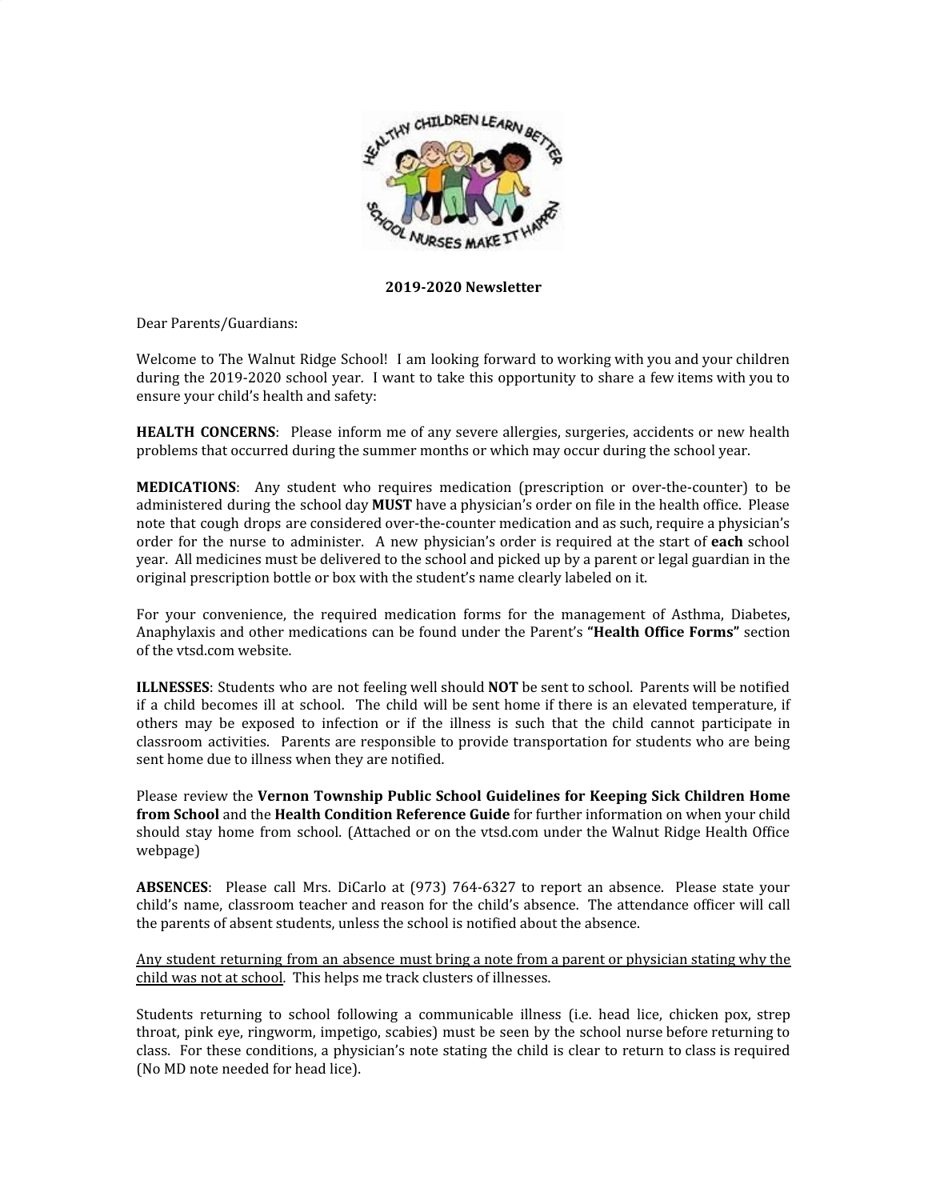**2019-2020 Newsletter**

Dear Parents/Guardians:

Welcome to The Walnut Ridge School! I am looking forward to working with you and your children during the 2019-2020 school year. I want to take this opportunity to share a few items with you to ensure your child's health and safety:

**HEALTH CONCERNS**: Please inform me of any severe allergies, surgeries, accidents or new health problems that occurred during the summer months or which may occur during the school year.

**MEDICATIONS**: Any student who requires medication (prescription or over-the-counter) to be administered during the school day **MUST** have a physician's order on file in the health office. Please note that cough drops are considered over-the-counter medication and as such, require a physician's order for the nurse to administer. A new physician's order is required at the start of **each** school year. All medicines must be delivered to the school and picked up by a parent or legal guardian in the original prescription bottle or box with the student's name clearly labeled on it.

For your convenience, the required medication forms for the management of Asthma, Diabetes, Anaphylaxis and other medications can be found under the Parent's **"Health Office Forms"** section of the vtsd.com website.

**ILLNESSES**: Students who are not feeling well should **NOT** be sent to school. Parents will be notified if a child becomes ill at school. The child will be sent home if there is an elevated temperature, if others may be exposed to infection or if the illness is such that the child cannot participate in classroom activities. Parents are responsible to provide transportation for students who are being sent home due to illness when they are notified.

Please review the **Vernon Township Public School Guidelines for Keeping Sick Children Home from School** and the **Health Condition Reference Guide** for further information on when your child should stay home from school. (Attached or on the vtsd.com under the Walnut Ridge Health Office webpage)

**ABSENCES**: Please call Mrs. DiCarlo at (973) 764-6327 to report an absence. Please state your child's name, classroom teacher and reason for the child's absence. The attendance officer will call the parents of absent students, unless the school is notified about the absence.

<u>Any student returning from an absence must bring a note from a parent or physician stating why the child was not at school</u>. This helps me track clusters of illnesses.

Students returning to school following a communicable illness (i.e. head lice, chicken pox, strep throat, pink eye, ringworm, impetigo, scabies) must be seen by the school nurse before returning to class. For these conditions, a physician's note stating the child is clear to return to class is required (No MD note needed for head lice).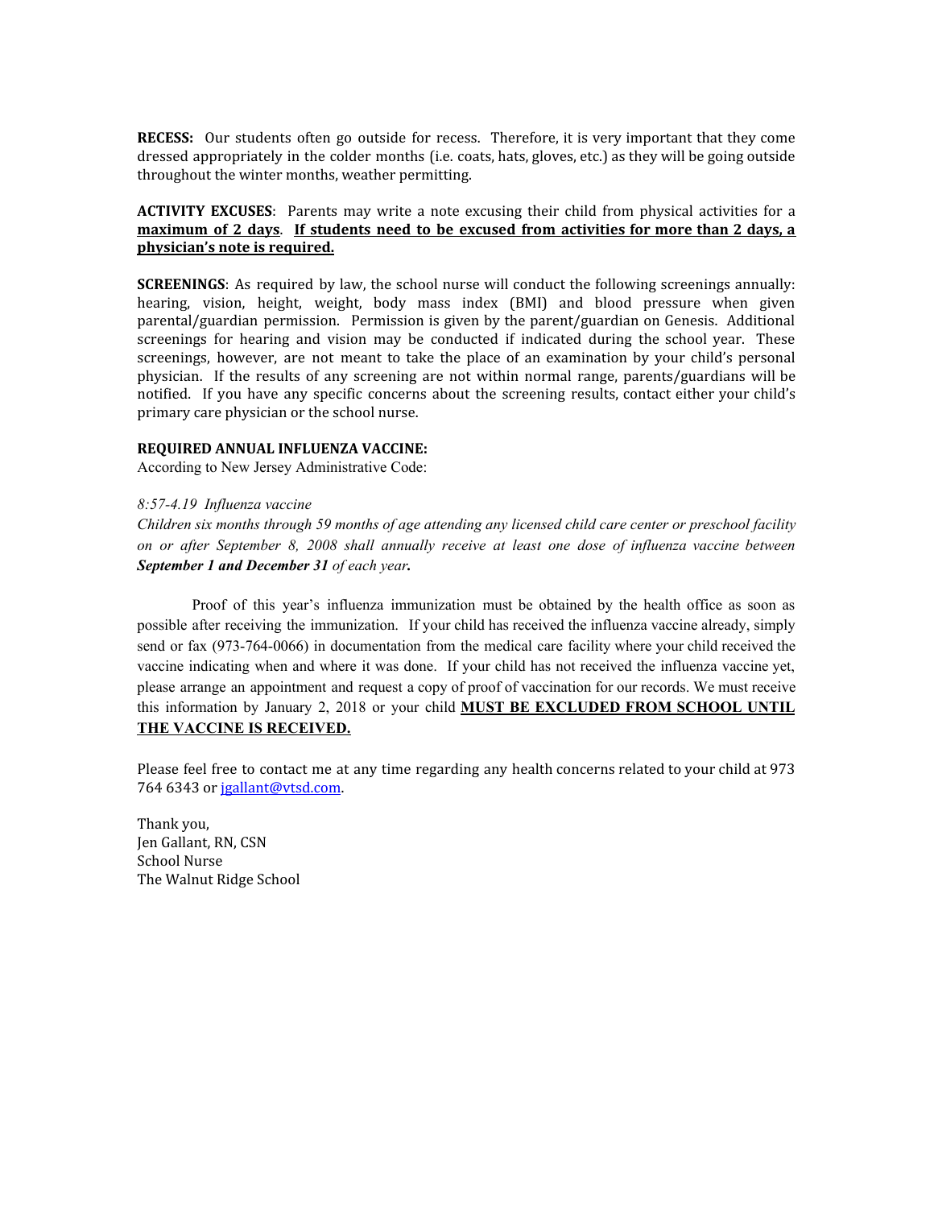**RECESS:** Our students often go outside for recess. Therefore, it is very important that they come dressed appropriately in the colder months (i.e. coats, hats, gloves, etc.) as they will be going outside throughout the winter months, weather permitting.

**ACTIVITY EXCUSES**: Parents may write a note excusing their child from physical activities for a **maximum of 2 days**. **If students need to be excused from activities for more than 2 days, a physician's note is required.**

**SCREENINGS**: As required by law, the school nurse will conduct the following screenings annually: hearing, vision, height, weight, body mass index (BMI) and blood pressure when given parental/guardian permission. Permission is given by the parent/guardian on Genesis. Additional screenings for hearing and vision may be conducted if indicated during the school year. These screenings, however, are not meant to take the place of an examination by your child's personal physician. If the results of any screening are not within normal range, parents/guardians will be notified. If you have any specific concerns about the screening results, contact either your child's primary care physician or the school nurse.

**REQUIRED ANNUAL INFLUENZA VACCINE:**

According to New Jersey Administrative Code:

*8:57-4.19 Influenza vaccine*

*Children six months through 59 months of age attending any licensed child care center or preschool facility on or after September 8, 2008 shall annually receive at least one dose of influenza vaccine between* ***September 1 and December 31*** *of each year.*

Proof of this year's influenza immunization must be obtained by the health office as soon as possible after receiving the immunization. If your child has received the influenza vaccine already, simply send or fax (973-764-0066) in documentation from the medical care facility where your child received the vaccine indicating when and where it was done. If your child has not received the influenza vaccine yet, please arrange an appointment and request a copy of proof of vaccination for our records. We must receive this information by January 2, 2018 or your child **MUST BE EXCLUDED FROM SCHOOL UNTIL THE VACCINE IS RECEIVED.**

Please feel free to contact me at any time regarding any health concerns related to your child at 973 764 6343 or jgallant@vtsd.com.

Thank you,
Jen Gallant, RN, CSN
School Nurse
The Walnut Ridge School